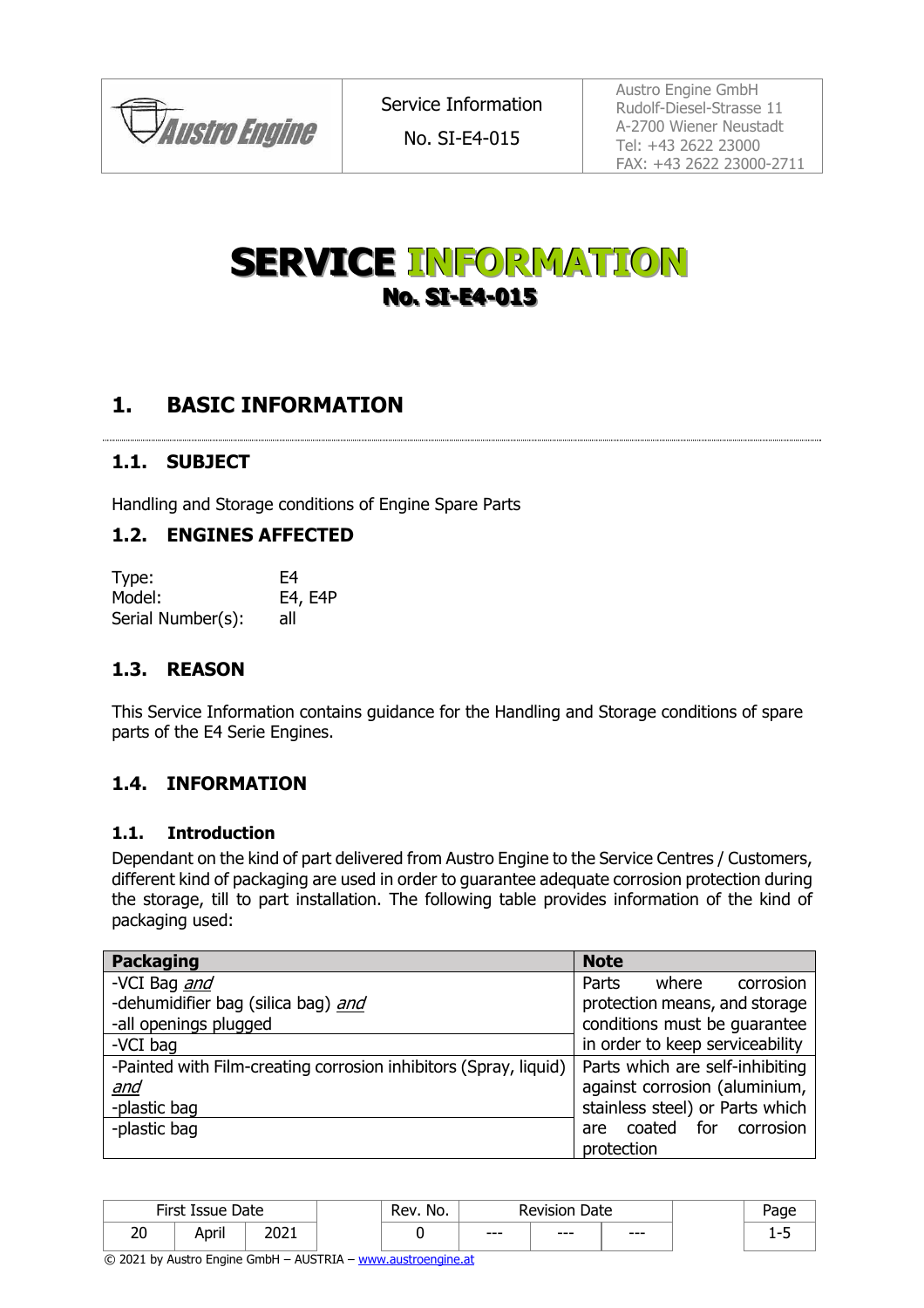# SERVICE INFORMATION

## No. SI-E4-015

## 1. BASIC INFORMATION

### 1.1. SUBJECT

Handling and Storage conditions of Engine Spare Parts

### 1.2. ENGINES AFFECTED

| | |
|---|---|
| Type: | E4 |
| Model: | E4, E4P |
| Serial Number(s): | all |

### 1.3. REASON

This Service Information contains guidance for the Handling and Storage conditions of spare parts of the E4 Serie Engines.

### 1.4. INFORMATION

#### 1.1. Introduction

Dependant on the kind of part delivered from Austro Engine to the Service Centres / Customers, different kind of packaging are used in order to guarantee adequate corrosion protection during the storage, till to part installation. The following table provides information of the kind of packaging used:

| Packaging | Note |
|---|---|
| -VCI Bag *and*<br>-dehumidifier bag (silica bag) *and*<br>-all openings plugged | Parts where corrosion protection means, and storage conditions must be guarantee in order to keep serviceability |
| -VCI bag | |
| -Painted with Film-creating corrosion inhibitors (Spray, liquid) *and*<br>-plastic bag | Parts which are self-inhibiting against corrosion (aluminium, stainless steel) or Parts which are coated for corrosion protection |
| -plastic bag | |

| First Issue Date | | | Rev. No. | Revision Date | | |
|---|---|---|---|---|---|---|
| 20 | April | 2021 | 0 | --- | --- | --- |

© 2021 by Austro Engine GmbH – AUSTRIA – www.austroengine.at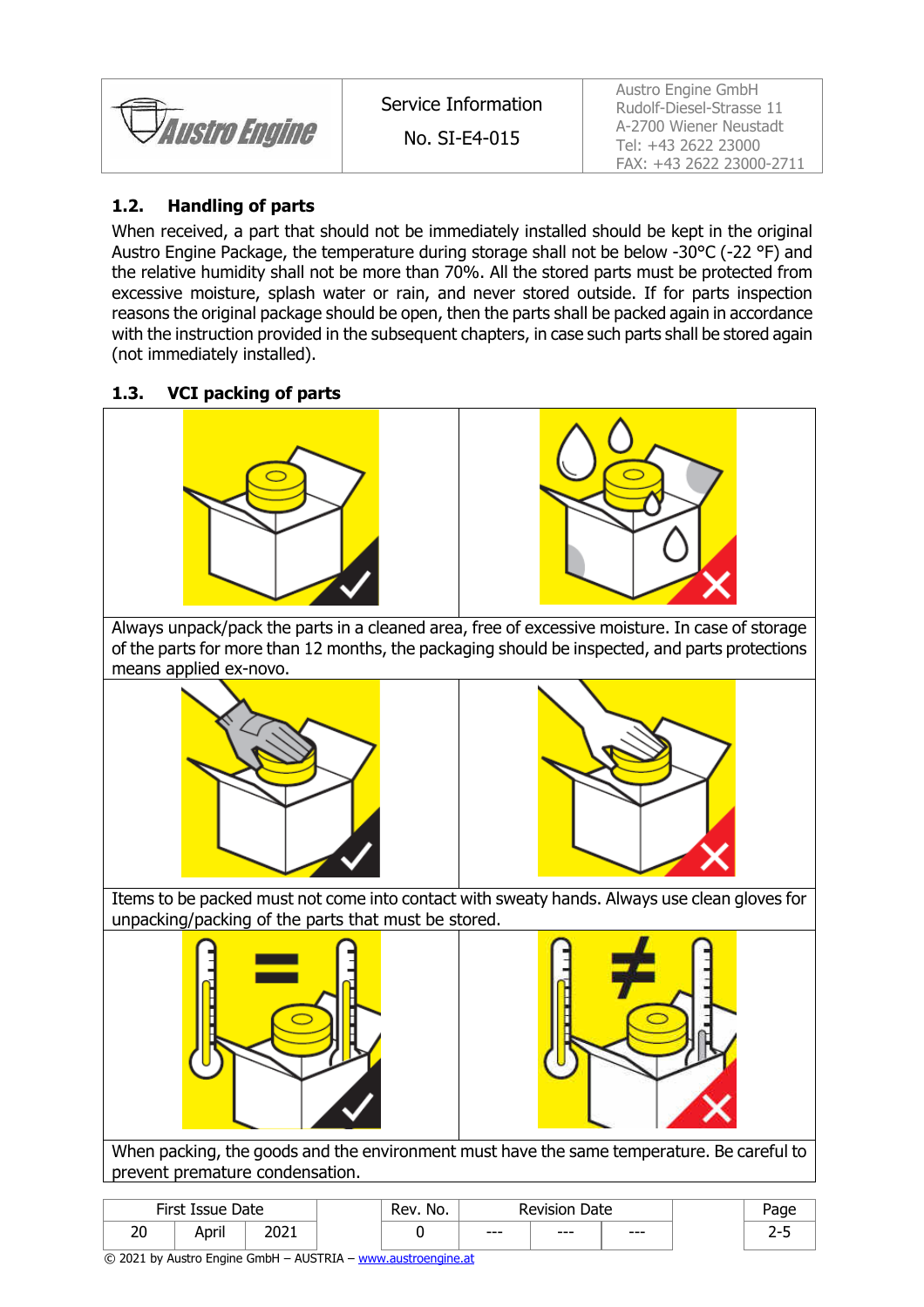## 1.2. Handling of parts

When received, a part that should not be immediately installed should be kept in the original Austro Engine Package, the temperature during storage shall not be below -30°C (-22 °F) and the relative humidity shall not be more than 70%. All the stored parts must be protected from excessive moisture, splash water or rain, and never stored outside. If for parts inspection reasons the original package should be open, then the parts shall be packed again in accordance with the instruction provided in the subsequent chapters, in case such parts shall be stored again (not immediately installed).

## 1.3. VCI packing of parts

Always unpack/pack the parts in a cleaned area, free of excessive moisture. In case of storage of the parts for more than 12 months, the packaging should be inspected, and parts protections means applied ex-novo.

Items to be packed must not come into contact with sweaty hands. Always use clean gloves for unpacking/packing of the parts that must be stored.

When packing, the goods and the environment must have the same temperature. Be careful to prevent premature condensation.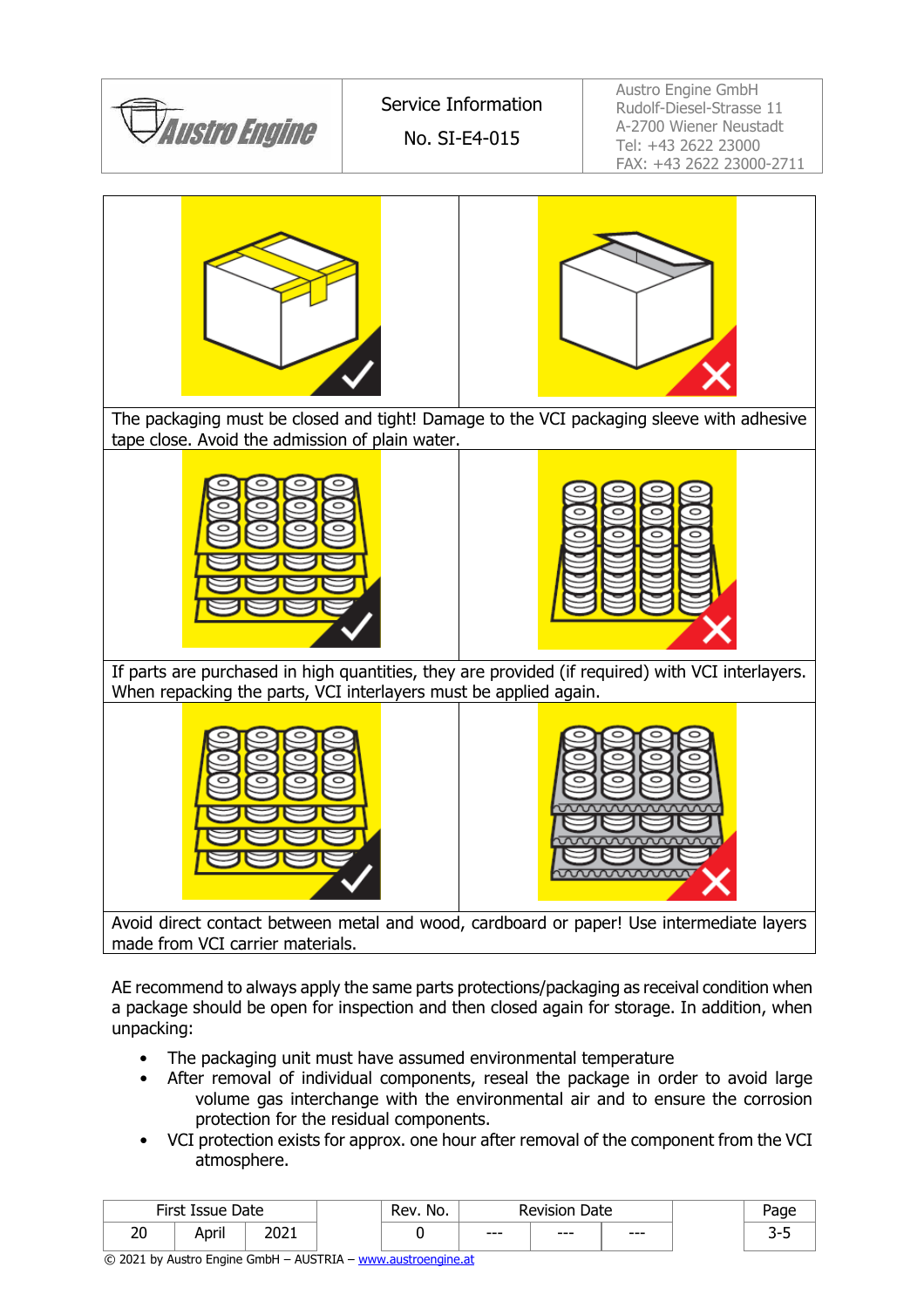The packaging must be closed and tight! Damage to the VCI packaging sleeve with adhesive tape close. Avoid the admission of plain water.

If parts are purchased in high quantities, they are provided (if required) with VCI interlayers. When repacking the parts, VCI interlayers must be applied again.

Avoid direct contact between metal and wood, cardboard or paper! Use intermediate layers made from VCI carrier materials.

AE recommend to always apply the same parts protections/packaging as receival condition when a package should be open for inspection and then closed again for storage. In addition, when unpacking:

- The packaging unit must have assumed environmental temperature
- After removal of individual components, reseal the package in order to avoid large volume gas interchange with the environmental air and to ensure the corrosion protection for the residual components.
- VCI protection exists for approx. one hour after removal of the component from the VCI atmosphere.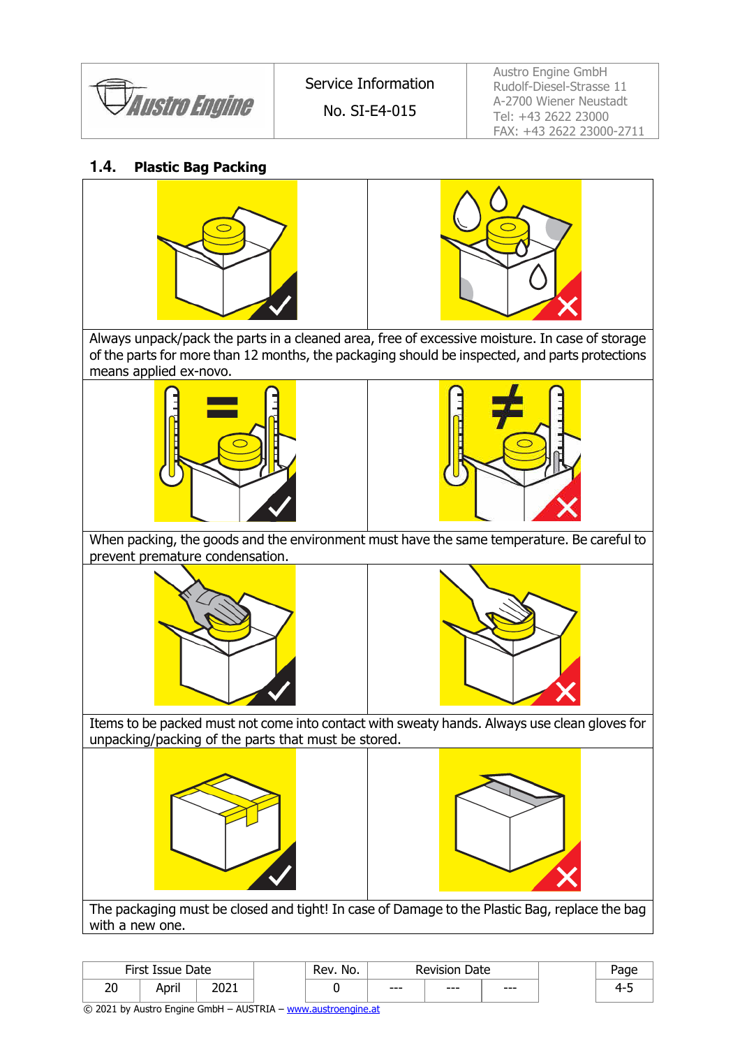## 1.4. Plastic Bag Packing

Always unpack/pack the parts in a cleaned area, free of excessive moisture. In case of storage of the parts for more than 12 months, the packaging should be inspected, and parts protections means applied ex-novo.

When packing, the goods and the environment must have the same temperature. Be careful to prevent premature condensation.

Items to be packed must not come into contact with sweaty hands. Always use clean gloves for unpacking/packing of the parts that must be stored.

The packaging must be closed and tight! In case of Damage to the Plastic Bag, replace the bag with a new one.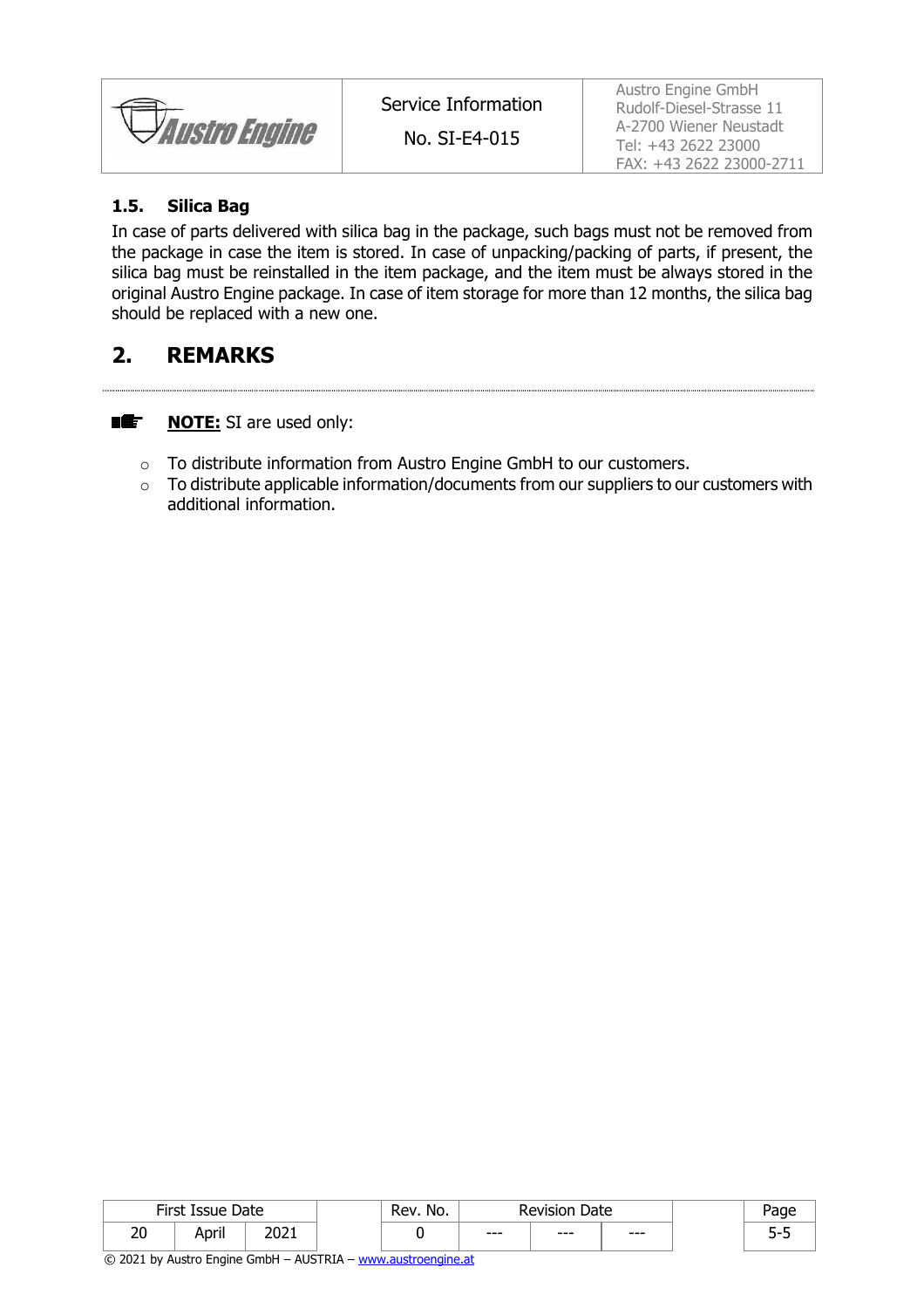### 1.5. Silica Bag

In case of parts delivered with silica bag in the package, such bags must not be removed from the package in case the item is stored. In case of unpacking/packing of parts, if present, the silica bag must be reinstalled in the item package, and the item must be always stored in the original Austro Engine package. In case of item storage for more than 12 months, the silica bag should be replaced with a new one.

## 2. REMARKS

**NOTE:** SI are used only:

- To distribute information from Austro Engine GmbH to our customers.
- To distribute applicable information/documents from our suppliers to our customers with additional information.